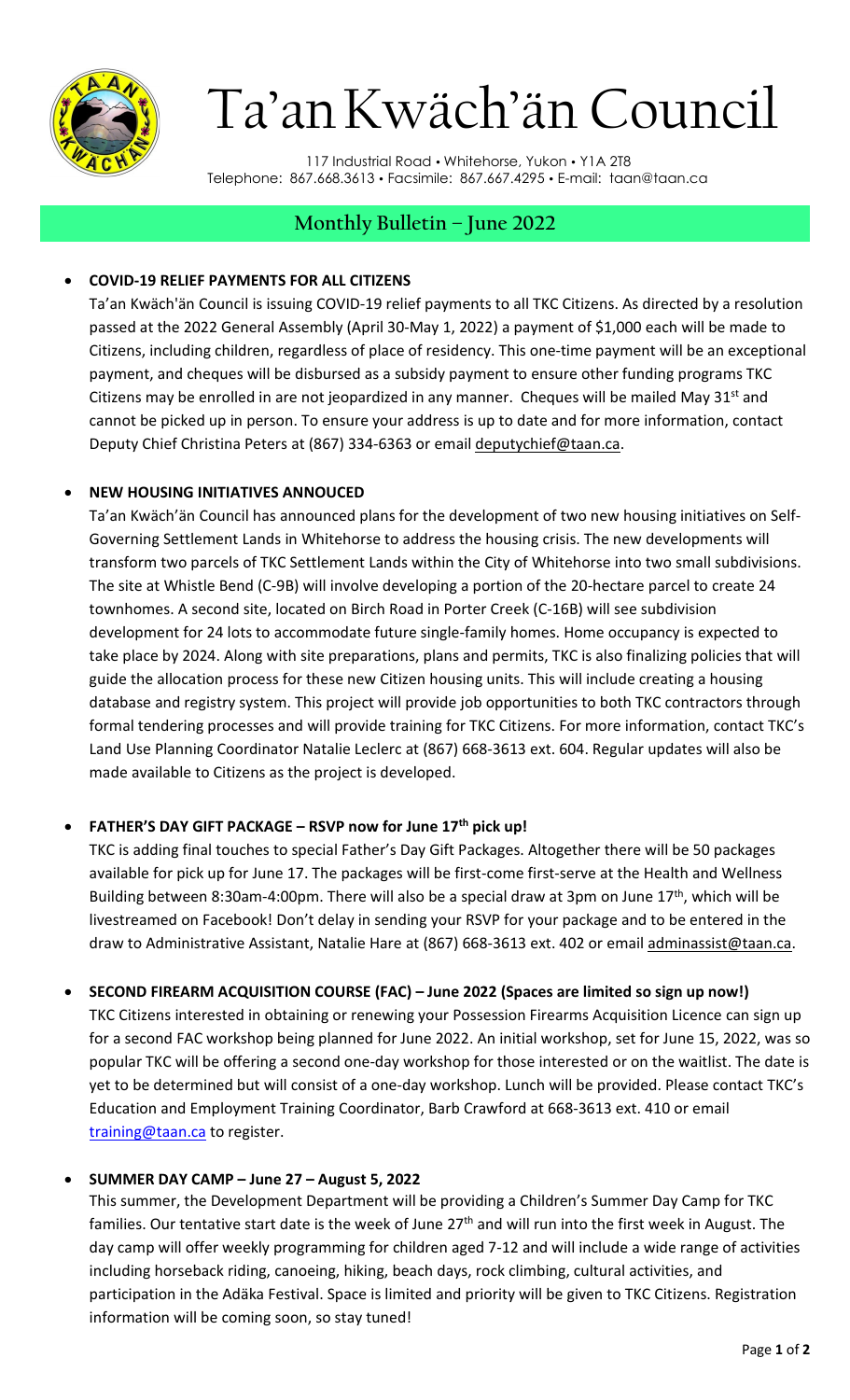# Ta'an Kwäch'än Council

117 Industrial Road • Whitehorse, Yukon • Y1A 2T8
Telephone: 867.668.3613 • Facsimile: 867.667.4295 • E-mail: taan@taan.ca

## Monthly Bulletin – June 2022

- **COVID-19 RELIEF PAYMENTS FOR ALL CITIZENS**

  Ta'an Kwäch'än Council is issuing COVID-19 relief payments to all TKC Citizens. As directed by a resolution passed at the 2022 General Assembly (April 30-May 1, 2022) a payment of $1,000 each will be made to Citizens, including children, regardless of place of residency. This one-time payment will be an exceptional payment, and cheques will be disbursed as a subsidy payment to ensure other funding programs TKC Citizens may be enrolled in are not jeopardized in any manner. Cheques will be mailed May 31st and cannot be picked up in person. To ensure your address is up to date and for more information, contact Deputy Chief Christina Peters at (867) 334-6363 or email deputychief@taan.ca.

- **NEW HOUSING INITIATIVES ANNOUCED**

  Ta'an Kwäch'än Council has announced plans for the development of two new housing initiatives on Self-Governing Settlement Lands in Whitehorse to address the housing crisis. The new developments will transform two parcels of TKC Settlement Lands within the City of Whitehorse into two small subdivisions. The site at Whistle Bend (C-9B) will involve developing a portion of the 20-hectare parcel to create 24 townhomes. A second site, located on Birch Road in Porter Creek (C-16B) will see subdivision development for 24 lots to accommodate future single-family homes. Home occupancy is expected to take place by 2024. Along with site preparations, plans and permits, TKC is also finalizing policies that will guide the allocation process for these new Citizen housing units. This will include creating a housing database and registry system. This project will provide job opportunities to both TKC contractors through formal tendering processes and will provide training for TKC Citizens. For more information, contact TKC's Land Use Planning Coordinator Natalie Leclerc at (867) 668-3613 ext. 604. Regular updates will also be made available to Citizens as the project is developed.

- **FATHER'S DAY GIFT PACKAGE – RSVP now for June 17th pick up!**

  TKC is adding final touches to special Father's Day Gift Packages. Altogether there will be 50 packages available for pick up for June 17. The packages will be first-come first-serve at the Health and Wellness Building between 8:30am-4:00pm. There will also be a special draw at 3pm on June 17th, which will be livestreamed on Facebook! Don't delay in sending your RSVP for your package and to be entered in the draw to Administrative Assistant, Natalie Hare at (867) 668-3613 ext. 402 or email adminassist@taan.ca.

- **SECOND FIREARM ACQUISITION COURSE (FAC) – June 2022 (Spaces are limited so sign up now!)**

  TKC Citizens interested in obtaining or renewing your Possession Firearms Acquisition Licence can sign up for a second FAC workshop being planned for June 2022. An initial workshop, set for June 15, 2022, was so popular TKC will be offering a second one-day workshop for those interested or on the waitlist. The date is yet to be determined but will consist of a one-day workshop. Lunch will be provided. Please contact TKC's Education and Employment Training Coordinator, Barb Crawford at 668-3613 ext. 410 or email training@taan.ca to register.

- **SUMMER DAY CAMP – June 27 – August 5, 2022**

  This summer, the Development Department will be providing a Children's Summer Day Camp for TKC families. Our tentative start date is the week of June 27th and will run into the first week in August. The day camp will offer weekly programming for children aged 7-12 and will include a wide range of activities including horseback riding, canoeing, hiking, beach days, rock climbing, cultural activities, and participation in the Adäka Festival. Space is limited and priority will be given to TKC Citizens. Registration information will be coming soon, so stay tuned!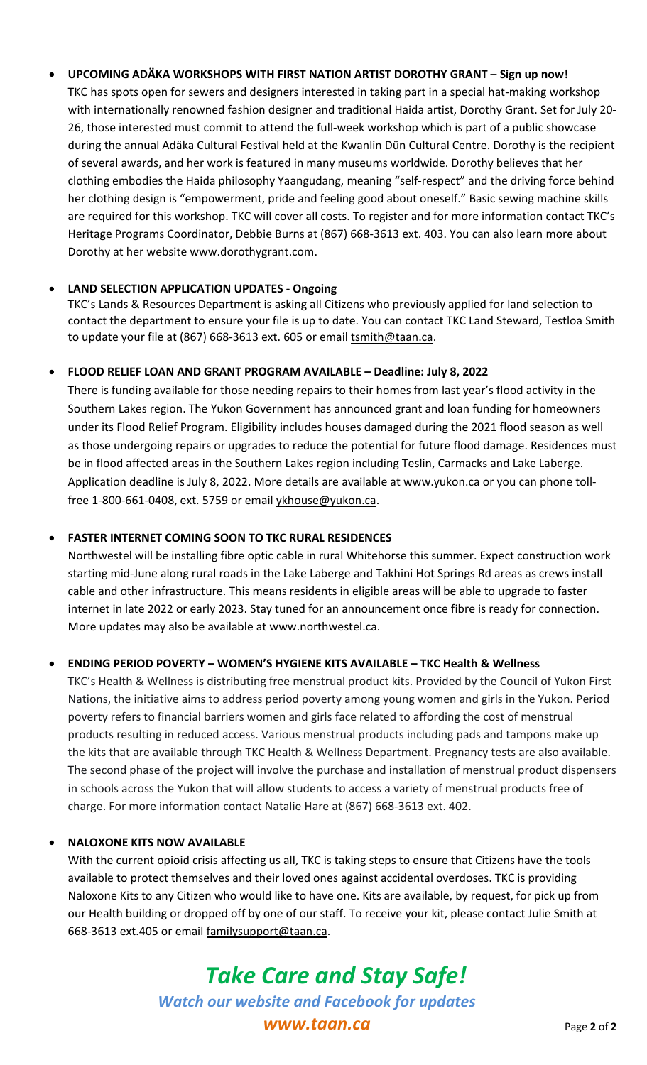- **UPCOMING ADÄKA WORKSHOPS WITH FIRST NATION ARTIST DOROTHY GRANT – Sign up now!**

  TKC has spots open for sewers and designers interested in taking part in a special hat-making workshop with internationally renowned fashion designer and traditional Haida artist, Dorothy Grant. Set for July 20-26, those interested must commit to attend the full-week workshop which is part of a public showcase during the annual Adäka Cultural Festival held at the Kwanlin Dün Cultural Centre. Dorothy is the recipient of several awards, and her work is featured in many museums worldwide. Dorothy believes that her clothing embodies the Haida philosophy Yaangudang, meaning "self-respect" and the driving force behind her clothing design is "empowerment, pride and feeling good about oneself." Basic sewing machine skills are required for this workshop. TKC will cover all costs. To register and for more information contact TKC's Heritage Programs Coordinator, Debbie Burns at (867) 668-3613 ext. 403. You can also learn more about Dorothy at her website www.dorothygrant.com.

- **LAND SELECTION APPLICATION UPDATES - Ongoing**

  TKC's Lands & Resources Department is asking all Citizens who previously applied for land selection to contact the department to ensure your file is up to date. You can contact TKC Land Steward, Testloa Smith to update your file at (867) 668-3613 ext. 605 or email tsmith@taan.ca.

- **FLOOD RELIEF LOAN AND GRANT PROGRAM AVAILABLE – Deadline: July 8, 2022**

  There is funding available for those needing repairs to their homes from last year's flood activity in the Southern Lakes region. The Yukon Government has announced grant and loan funding for homeowners under its Flood Relief Program. Eligibility includes houses damaged during the 2021 flood season as well as those undergoing repairs or upgrades to reduce the potential for future flood damage. Residences must be in flood affected areas in the Southern Lakes region including Teslin, Carmacks and Lake Laberge. Application deadline is July 8, 2022. More details are available at www.yukon.ca or you can phone toll-free 1-800-661-0408, ext. 5759 or email ykhouse@yukon.ca.

- **FASTER INTERNET COMING SOON TO TKC RURAL RESIDENCES**

  Northwestel will be installing fibre optic cable in rural Whitehorse this summer. Expect construction work starting mid-June along rural roads in the Lake Laberge and Takhini Hot Springs Rd areas as crews install cable and other infrastructure. This means residents in eligible areas will be able to upgrade to faster internet in late 2022 or early 2023. Stay tuned for an announcement once fibre is ready for connection. More updates may also be available at www.northwestel.ca.

- **ENDING PERIOD POVERTY – WOMEN'S HYGIENE KITS AVAILABLE – TKC Health & Wellness**

  TKC's Health & Wellness is distributing free menstrual product kits. Provided by the Council of Yukon First Nations, the initiative aims to address period poverty among young women and girls in the Yukon. Period poverty refers to financial barriers women and girls face related to affording the cost of menstrual products resulting in reduced access. Various menstrual products including pads and tampons make up the kits that are available through TKC Health & Wellness Department. Pregnancy tests are also available. The second phase of the project will involve the purchase and installation of menstrual product dispensers in schools across the Yukon that will allow students to access a variety of menstrual products free of charge. For more information contact Natalie Hare at (867) 668-3613 ext. 402.

- **NALOXONE KITS NOW AVAILABLE**

  With the current opioid crisis affecting us all, TKC is taking steps to ensure that Citizens have the tools available to protect themselves and their loved ones against accidental overdoses. TKC is providing Naloxone Kits to any Citizen who would like to have one. Kits are available, by request, for pick up from our Health building or dropped off by one of our staff. To receive your kit, please contact Julie Smith at 668-3613 ext.405 or email familysupport@taan.ca.

# ***Take Care and Stay Safe!***

***Watch our website and Facebook for updates***

***www.taan.ca***